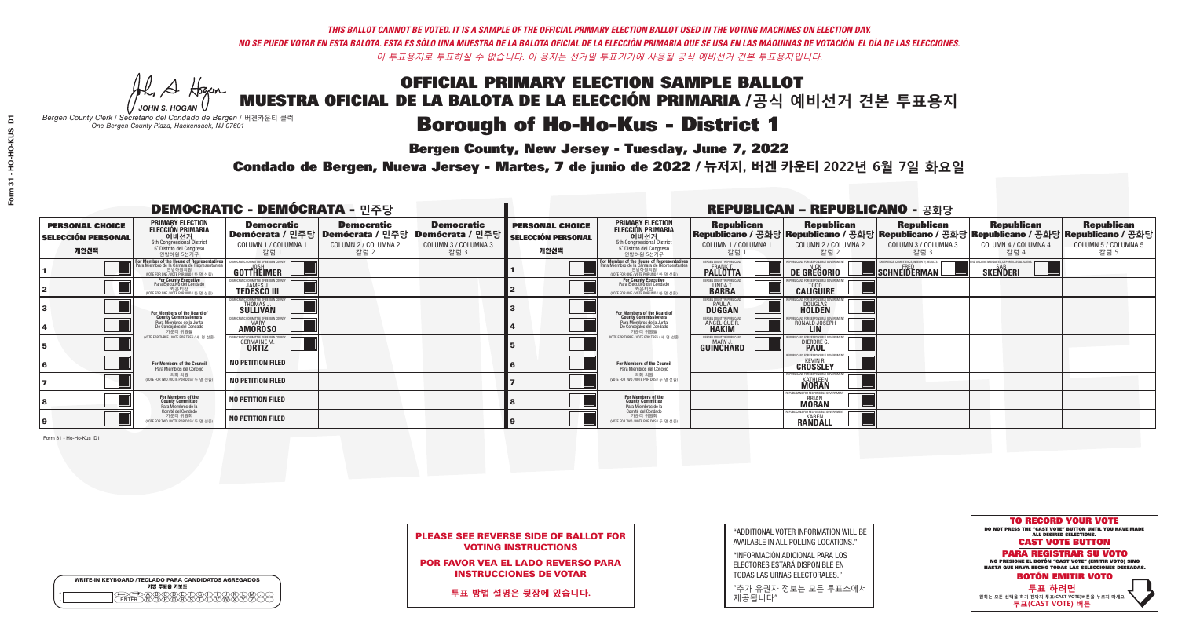*THIS BALLOT CANNOT BE VOTED. IT IS A SAMPLE OF THE OFFICIAL PRIMARY ELECTION BALLOT USED IN THE VOTING MACHINES ON ELECTION DAY.*
*NO SE PUEDE VOTAR EN ESTA BALOTA. ESTA ES SÓLO UNA MUESTRA DE LA BALOTA OFICIAL DE LA ELECCIÓN PRIMARIA QUE SE USA EN LAS MÁQUINAS DE VOTACIÓN EL DÍA DE LAS ELECCIONES.*
*이 투표용지로 투표하실 수 없습니다. 이 용지는 선거일 투표기기에 사용될 공식 예비선거 견본 투표용지입니다.*

JOHN S. HOGAN
*Bergen County Clerk / Secretario del Condado de Bergen / 버겐카운티 클럭*
*One Bergen County Plaza, Hackensack, NJ 07601*

# OFFICIAL PRIMARY ELECTION SAMPLE BALLOT
# MUESTRA OFICIAL DE LA BALOTA DE LA ELECCIÓN PRIMARIA /공식 예비선거 견본 투표용지

## Borough of Ho-Ho-Kus - District 1

**Bergen County, New Jersey - Tuesday, June 7, 2022**

**Condado de Bergen, Nueva Jersey - Martes, 7 de junio de 2022 / 뉴저지, 버겐 카운티 2022년 6월 7일 화요일**

### DEMOCRATIC - DEMÓCRATA - 민주당

| PERSONAL CHOICE / SELECCIÓN PERSONAL / 개인선택 | PRIMARY ELECTION / ELECCIÓN PRIMARIA / 예비선거 | Democratic / Demócrata / 민주당 COLUMN 1 / COLUMNA 1 / 칼럼 1 | Democratic / Demócrata / 민주당 COLUMN 2 / COLUMNA 2 / 칼럼 2 | Democratic / Demócrata / 민주당 COLUMN 3 / COLUMNA 3 / 칼럼 3 |
|---|---|---|---|---|
| 1 | For Member of the House of Representatives / Para Miembro de la Cámara de Representantes / 연방하원의원 (5th Congressional District / 5° Distrito del Congreso / 연방하원 5선거구) (VOTE FOR ONE / VOTE POR UNO / 한 명 선출) | JOSH GOTTHEIMER | | |
| 2 | For County Executive / Para Ejecutivo del Condado / 카운티장 (VOTE FOR ONE / VOTE POR UNO / 한 명 선출) | JAMES J. TEDESCO III | | |
| 3 | For Members of the Board of County Commissioners / Para Miembros de la Junta De Concejales del Condado / 카운티 위원들 (VOTE FOR THREE / VOTE POR TRES / 세 명 선출) | THOMAS J. SULLIVAN | | |
| 4 | | MARY AMOROSO | | |
| 5 | | GERMAINE M. ORTIZ | | |
| 6 | For Members of the Council / Para Miembros del Concejo / 의회 의원 (VOTE FOR TWO / VOTE POR DOS / 두 명 선출) | NO PETITION FILED | | |
| 7 | | NO PETITION FILED | | |
| 8 | For Members of the County Committee / Para Miembros de la Comité del Condado / 카운티 위원회 (VOTE FOR TWO / VOTE POR DOS / 두 명 선출) | NO PETITION FILED | | |
| 9 | | NO PETITION FILED | | |

### REPUBLICAN - REPUBLICANO - 공화당

| PERSONAL CHOICE / SELECCIÓN PERSONAL / 개인선택 | PRIMARY ELECTION / ELECCIÓN PRIMARIA / 예비선거 | Republican / Republicano / 공화당 COLUMN 1 / COLUMNA 1 / 칼럼 1 | Republican / Republicano / 공화당 COLUMN 2 / COLUMNA 2 / 칼럼 2 | Republican / Republicano / 공화당 COLUMN 3 / COLUMNA 3 / 칼럼 3 | Republican / Republicano / 공화당 COLUMN 4 / COLUMNA 4 / 칼럼 4 | Republican / Republicano / 공화당 COLUMN 5 / COLUMNA 5 / 칼럼 5 |
|---|---|---|---|---|---|---|
| 1 | For Member of the House of Representatives / Para Miembro de la Cámara de Representantes / 연방하원의원 (5th Congressional District / 5° Distrito del Congreso / 연방하원 5선거구) (VOTE FOR ONE / VOTE POR UNO / 한 명 선출) | FRANK T. PALLOTTA | NICK DE GREGORIO | FRED SCHNEIDERMAN | SAB SKENDERI | |
| 2 | For County Executive / Para Ejecutivo del Condado / 카운티장 (VOTE FOR ONE / VOTE POR UNO / 한 명 선출) | LINDA T. BARBA | TODD CALIGUIRE | | | |
| 3 | For Members of the Board of County Commissioners / Para Miembros de la Junta De Concejales del Condado / 카운티 위원들 (VOTE FOR THREE / VOTE POR TRES / 세 명 선출) | PAUL A. DUGGAN | DOUGLAS HOLDEN | | | |
| 4 | | ANGELIQUE R. HAKIM | RONALD JOSEPH LIN | | | |
| 5 | | MARY J. GUINCHARD | DIERDRE G. PAUL | | | |
| 6 | For Members of the Council / Para Miembros del Concejo / 의회 의원 (VOTE FOR TWO / VOTE POR DOS / 두 명 선출) | | KEVIN R. CROSSLEY | | | |
| 7 | | | KATHLEEN MORAN | | | |
| 8 | For Members of the County Committee / Para Miembros de la Comité del Condado / 카운티 위원회 (VOTE FOR TWO / VOTE POR DOS / 두 명 선출) | | BRIAN MORAN | | | |
| 9 | | | KAREN RANDALL | | | |

Form 31 - Ho-Ho-Kus D1

WRITE-IN KEYBOARD /TECLADO PARA CANDIDATOS AGREGADOS
기명 투표용 키보드

**PLEASE SEE REVERSE SIDE OF BALLOT FOR VOTING INSTRUCTIONS**

**POR FAVOR VEA EL LADO REVERSO PARA INSTRUCCIONES DE VOTAR**

**투표 방법 설명은 뒷장에 있습니다.**

"ADDITIONAL VOTER INFORMATION WILL BE AVAILABLE IN ALL POLLING LOCATIONS."

"INFORMACIÓN ADICIONAL PARA LOS ELECTORES ESTARÁ DISPONIBLE EN TODAS LAS URNAS ELECTORALES."

"추가 유권자 정보는 모든 투표소에서 제공됩니다"

**TO RECORD YOUR VOTE**
DO NOT PRESS THE "CAST VOTE" BUTTON UNTIL YOU HAVE MADE ALL DESIRED SELECTIONS.
**CAST VOTE BUTTON**

**PARA REGISTRAR SU VOTO**
NO PRESIONE EL BOTÓN "CAST VOTE" (EMITIR VOTO) SINO HASTA QUE HAYA HECHO TODAS LAS SELECCIONES DESEADAS.
**BOTÓN EMITIR VOTO**

**투표 하려면**
원하는 모든 선택을 하기 전까지 투표(CAST VOTE)버튼을 누르지 마세요.
**투표(CAST VOTE) 버튼**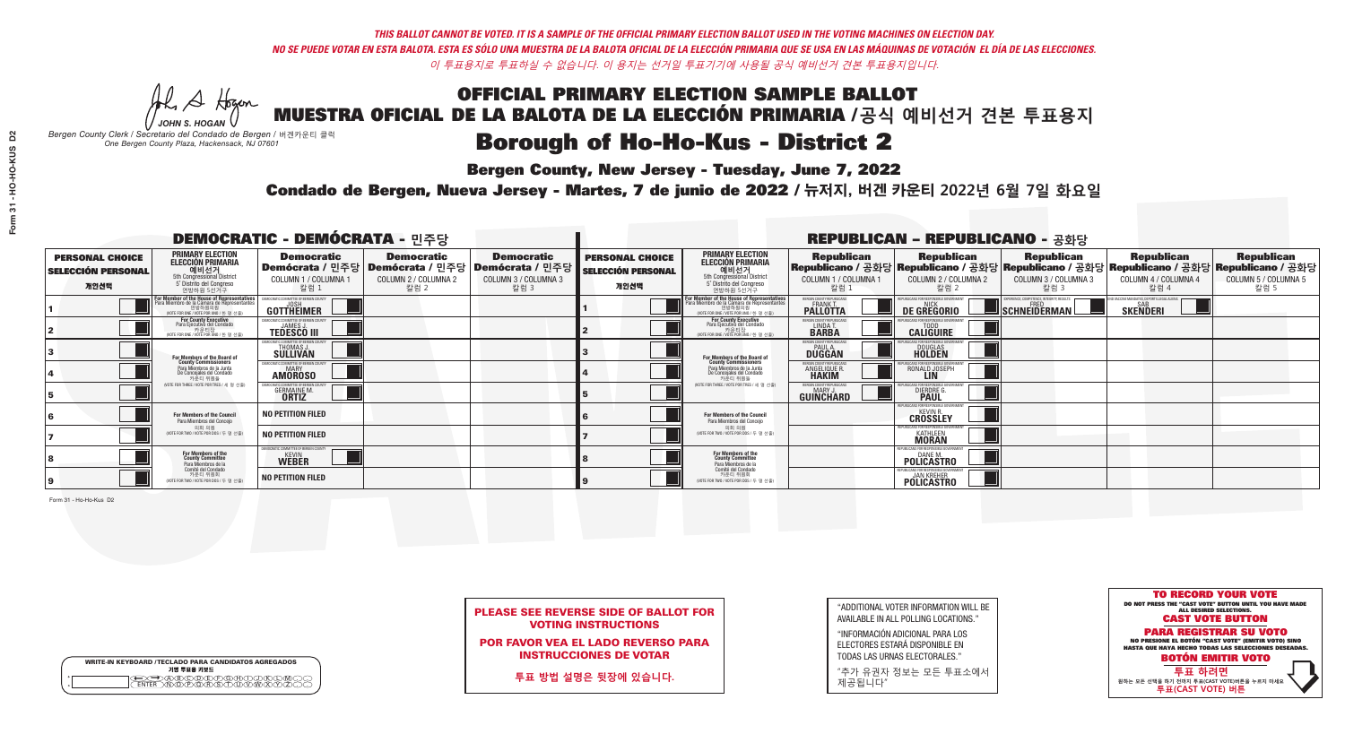*THIS BALLOT CANNOT BE VOTED. IT IS A SAMPLE OF THE OFFICIAL PRIMARY ELECTION BALLOT USED IN THE VOTING MACHINES ON ELECTION DAY.*
*NO SE PUEDE VOTAR EN ESTA BALOTA. ESTA ES SÓLO UNA MUESTRA DE LA BALOTA OFICIAL DE LA ELECCIÓN PRIMARIA QUE SE USA EN LAS MÁQUINAS DE VOTACIÓN EL DÍA DE LAS ELECCIONES.*
*이 투표용지로 투표하실 수 없습니다. 이 용지는 선거일 투표기기에 사용될 공식 예비선거 견본 투표용지입니다.*

JOHN S. HOGAN
*Bergen County Clerk / Secretario del Condado de Bergen / 버겐카운티 클럭*
*One Bergen County Plaza, Hackensack, NJ 07601*

# OFFICIAL PRIMARY ELECTION SAMPLE BALLOT
# MUESTRA OFICIAL DE LA BALOTA DE LA ELECCIÓN PRIMARIA /공식 예비선거 견본 투표용지

## Borough of Ho-Ho-Kus - District 2

**Bergen County, New Jersey - Tuesday, June 7, 2022**

**Condado de Bergen, Nueva Jersey - Martes, 7 de junio de 2022 / 뉴저지, 버겐 카운티 2022년 6월 7일 화요일**

### DEMOCRATIC - DEMÓCRATA - 민주당

| PERSONAL CHOICE / SELECCIÓN PERSONAL / 개인선택 | PRIMARY ELECTION / ELECCIÓN PRIMARIA / 예비선거 (5th Congressional District / 5° Distrito del Congreso / 연방하원 5선거구) | Democratic / Demócrata / 민주당 COLUMN 1 / COLUMNA 1 / 칼럼 1 | Democratic / Demócrata / 민주당 COLUMN 2 / COLUMNA 2 / 칼럼 2 | Democratic / Demócrata / 민주당 COLUMN 3 / COLUMNA 3 / 칼럼 3 |
|---|---|---|---|---|
| 1 | For Member of the House of Representatives / Para Miembro de la Cámara de Representantes / 연방하원의원 (VOTE FOR ONE / VOTE POR UNO / 한 명 선출) | JOSH GOTTHEIMER | | |
| 2 | For County Executive / Para Ejecutivo del Condado / 카운티장 (VOTE FOR ONE / VOTE POR UNO / 한 명 선출) | JAMES J. TEDESCO III | | |
| 3 | For Members of the Board of County Commissioners / Para Miembros de la Junta De Concejales del Condado / 카운티 위원들 (VOTE FOR THREE / VOTE POR TRES / 세 명 선출) | THOMAS J. SULLIVAN | | |
| 4 | | MARY AMOROSO | | |
| 5 | | GERMAINE M. ORTIZ | | |
| 6 | For Members of the Council / Para Miembros del Concejo / 의회 의원 (VOTE FOR TWO / VOTE POR DOS / 두 명 선출) | NO PETITION FILED | | |
| 7 | | NO PETITION FILED | | |
| 8 | For Members of the County Committee / Para Miembros de la Comité del Condado / 카운티 위원회 (VOTE FOR TWO / VOTE POR DOS / 두 명 선출) | KEVIN WEBER | | |
| 9 | | NO PETITION FILED | | |

### REPUBLICAN - REPUBLICANO - 공화당

| PERSONAL CHOICE / SELECCIÓN PERSONAL / 개인선택 | PRIMARY ELECTION / ELECCIÓN PRIMARIA / 예비선거 (5th Congressional District / 5° Distrito del Congreso / 연방하원 5선거구) | Republican / Republicano / 공화당 COLUMN 1 / COLUMNA 1 / 칼럼 1 | Republican / Republicano / 공화당 COLUMN 2 / COLUMNA 2 / 칼럼 2 | Republican / Republicano / 공화당 COLUMN 3 / COLUMNA 3 / 칼럼 3 | Republican / Republicano / 공화당 COLUMN 4 / COLUMNA 4 / 칼럼 4 | Republican / Republicano / 공화당 COLUMN 5 / COLUMNA 5 / 칼럼 5 |
|---|---|---|---|---|---|---|
| 1 | For Member of the House of Representatives / Para Miembro de la Cámara de Representantes / 연방하원의원 (VOTE FOR ONE / VOTE POR UNO / 한 명 선출) | FRANK T. PALLOTTA | NICK DE GREGORIO | FRED SCHNEIDERMAN | SAB SKENDERI | |
| 2 | For County Executive / Para Ejecutivo del Condado / 카운티장 (VOTE FOR ONE / VOTE POR UNO / 한 명 선출) | LINDA T. BARBA | TODD CALIGUIRE | | | |
| 3 | For Members of the Board of County Commissioners / Para Miembros de la Junta De Concejales del Condado / 카운티 위원들 (VOTE FOR THREE / VOTE POR TRES / 세 명 선출) | PAUL A. DUGGAN | DOUGLAS HOLDEN | | | |
| 4 | | ANGELIQUE R. HAKIM | RONALD JOSEPH LIN | | | |
| 5 | | MARY J. GUINCHARD | DIERDRE G. PAUL | | | |
| 6 | For Members of the Council / Para Miembros del Concejo / 의회 의원 (VOTE FOR TWO / VOTE POR DOS / 두 명 선출) | | KEVIN R. CROSSLEY | | | |
| 7 | | | KATHLEEN MORAN | | | |
| 8 | For Members of the County Committee / Para Miembros de la Comité del Condado / 카운티 위원회 (VOTE FOR TWO / VOTE POR DOS / 두 명 선출) | | DANE M. POLICASTRO | | | |
| 9 | | | JAN KREHER POLICASTRO | | | |

**PLEASE SEE REVERSE SIDE OF BALLOT FOR VOTING INSTRUCTIONS**

**POR FAVOR VEA EL LADO REVERSO PARA INSTRUCCIONES DE VOTAR**

**투표 방법 설명은 뒷장에 있습니다.**

"ADDITIONAL VOTER INFORMATION WILL BE AVAILABLE IN ALL POLLING LOCATIONS."

"INFORMACIÓN ADICIONAL PARA LOS ELECTORES ESTARÁ DISPONIBLE EN TODAS LAS URNAS ELECTORALES."

"추가 유권자 정보는 모든 투표소에서 제공됩니다"

**TO RECORD YOUR VOTE**
DO NOT PRESS THE "CAST VOTE" BUTTON UNTIL YOU HAVE MADE ALL DESIRED SELECTIONS.
**CAST VOTE BUTTON**

**PARA REGISTRAR SU VOTO**
NO PRESIONE EL BOTÓN "CAST VOTE" (EMITIR VOTO) SINO HASTA QUE HAYA HECHO TODAS LAS SELECCIONES DESEADAS.
**BOTÓN EMITIR VOTO**

**투표 하려면**
원하는 모든 선택을 하기 전까지 투표(CAST VOTE)버튼을 누르지 마세요
**투표(CAST VOTE) 버튼**

WRITE-IN KEYBOARD /TECLADO PARA CANDIDATOS AGREGADOS
기명 투표용 키보드

Form 31 - Ho-Ho-Kus D2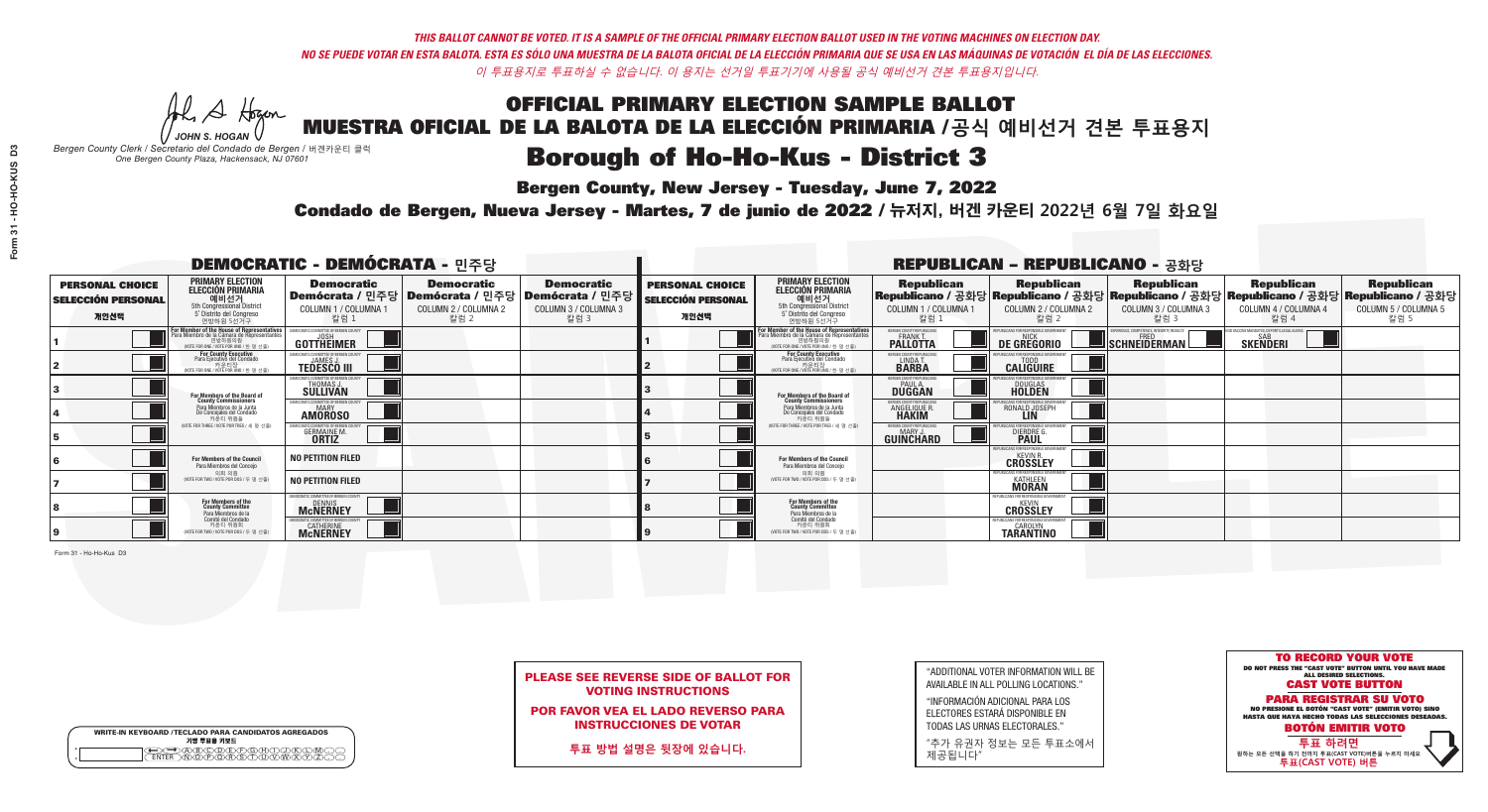*THIS BALLOT CANNOT BE VOTED. IT IS A SAMPLE OF THE OFFICIAL PRIMARY ELECTION BALLOT USED IN THE VOTING MACHINES ON ELECTION DAY.*
*NO SE PUEDE VOTAR EN ESTA BALOTA. ESTA ES SÓLO UNA MUESTRA DE LA BALOTA OFICIAL DE LA ELECCIÓN PRIMARIA QUE SE USA EN LAS MÁQUINAS DE VOTACIÓN EL DÍA DE LAS ELECCIONES.*
*이 투표용지로 투표하실 수 없습니다. 이 용지는 선거일 투표기기에 사용될 공식 예비선거 견본 투표용지입니다.*

JOHN S. HOGAN
*Bergen County Clerk / Secretario del Condado de Bergen / 버겐카운티 클럭*
*One Bergen County Plaza, Hackensack, NJ 07601*

# OFFICIAL PRIMARY ELECTION SAMPLE BALLOT
# MUESTRA OFICIAL DE LA BALOTA DE LA ELECCIÓN PRIMARIA /공식 예비선거 견본 투표용지
# Borough of Ho-Ho-Kus - District 3

**Bergen County, New Jersey - Tuesday, June 7, 2022**

**Condado de Bergen, Nueva Jersey - Martes, 7 de junio de 2022 / 뉴저지, 버겐 카운티 2022년 6월 7일 화요일**

## DEMOCRATIC - DEMÓCRATA - 민주당

| PERSONAL CHOICE / SELECCIÓN PERSONAL / 개인선택 | PRIMARY ELECTION / ELECCIÓN PRIMARIA / 예비선거 (5th Congressional District / 5° Distrito del Congreso / 연방하원 5선거구) | Democratic / Demócrata / 민주당 COLUMN 1 / COLUMNA 1 / 칼럼 1 | Democratic / Demócrata / 민주당 COLUMN 2 / COLUMNA 2 / 칼럼 2 | Democratic / Demócrata / 민주당 COLUMN 3 / COLUMNA 3 / 칼럼 3 |
|---|---|---|---|---|
| 1 | For Member of the House of Representatives / Para Miembro de la Cámara de Representantes / 연방하원의원 (VOTE FOR ONE / VOTE POR UNO / 한 명 선출) | JOSH GOTTHEIMER | | |
| 2 | For County Executive / Para Ejecutivo del Condado / 카운티장 (VOTE FOR ONE / VOTE POR UNO / 한 명 선출) | JAMES J. TEDESCO III | | |
| 3 | For Members of the Board of County Commissioners / Para Miembros de la Junta De Concejales del Condado / 카운티 위원들 (VOTE FOR THREE / VOTE POR TRES / 세 명 선출) | THOMAS J. SULLIVAN | | |
| 4 | | MARY AMOROSO | | |
| 5 | | GERMAINE M. ORTIZ | | |
| 6 | For Members of the Council / Para Miembros del Concejo / 의회 의원 (VOTE FOR TWO / VOTE POR DOS / 두 명 선출) | NO PETITION FILED | | |
| 7 | | NO PETITION FILED | | |
| 8 | For Members of the County Committee / Para Miembros de la Comité del Condado / 카운티 위원회 (VOTE FOR TWO / VOTE POR DOS / 두 명 선출) | DENNIS McNERNEY | | |
| 9 | | CATHERINE McNERNEY | | |

## REPUBLICAN - REPUBLICANO - 공화당

| PERSONAL CHOICE / SELECCIÓN PERSONAL / 개인선택 | PRIMARY ELECTION / ELECCIÓN PRIMARIA / 예비선거 (5th Congressional District / 5° Distrito del Congreso / 연방하원 5선거구) | Republican / Republicano / 공화당 COLUMN 1 / COLUMNA 1 / 칼럼 1 | Republican / Republicano / 공화당 COLUMN 2 / COLUMNA 2 / 칼럼 2 | Republican / Republicano / 공화당 COLUMN 3 / COLUMNA 3 / 칼럼 3 | Republican / Republicano / 공화당 COLUMN 4 / COLUMNA 4 / 칼럼 4 | Republican / Republicano / 공화당 COLUMN 5 / COLUMNA 5 / 칼럼 5 |
|---|---|---|---|---|---|---|
| 1 | For Member of the House of Representatives / Para Miembro de la Cámara de Representantes / 연방하원의원 (VOTE FOR ONE / VOTE POR UNO / 한 명 선출) | FRANK T. PALLOTTA | NICK DE GREGORIO | FRED SCHNEIDERMAN | SAB SKENDERI | |
| 2 | For County Executive / Para Ejecutivo del Condado / 카운티장 (VOTE FOR ONE / VOTE POR UNO / 한 명 선출) | LINDA T. BARBA | TODD CALIGUIRE | | | |
| 3 | For Members of the Board of County Commissioners / Para Miembros de la Junta De Concejales del Condado / 카운티 위원들 (VOTE FOR THREE / VOTE POR TRES / 세 명 선출) | PAUL A. DUGGAN | DOUGLAS HOLDEN | | | |
| 4 | | ANGELIQUE R. HAKIM | RONALD JOSEPH LIN | | | |
| 5 | | MARY J. GUINCHARD | DIERDRE G. PAUL | | | |
| 6 | For Members of the Council / Para Miembros del Concejo / 의회 의원 (VOTE FOR TWO / VOTE POR DOS / 두 명 선출) | | KEVIN R. CROSSLEY | | | |
| 7 | | | KATHLEEN MORAN | | | |
| 8 | For Members of the County Committee / Para Miembros de la Comité del Condado / 카운티 위원회 (VOTE FOR TWO / VOTE POR DOS / 두 명 선출) | | KEVIN CROSSLEY | | | |
| 9 | | | CAROLYN TARANTINO | | | |

Form 31 - Ho-Ho-Kus D3

**PLEASE SEE REVERSE SIDE OF BALLOT FOR VOTING INSTRUCTIONS**

**POR FAVOR VEA EL LADO REVERSO PARA INSTRUCCIONES DE VOTAR**

**투표 방법 설명은 뒷장에 있습니다.**

"ADDITIONAL VOTER INFORMATION WILL BE AVAILABLE IN ALL POLLING LOCATIONS."

"INFORMACIÓN ADICIONAL PARA LOS ELECTORES ESTARÁ DISPONIBLE EN TODAS LAS URNAS ELECTORALES."

"추가 유권자 정보는 모든 투표소에서 제공됩니다"

WRITE-IN KEYBOARD /TECLADO PARA CANDIDATOS AGREGADOS
기명 투표용 키보드

**TO RECORD YOUR VOTE**
DO NOT PRESS THE "CAST VOTE" BUTTON UNTIL YOU HAVE MADE ALL DESIRED SELECTIONS.
**CAST VOTE BUTTON**
**PARA REGISTRAR SU VOTO**
NO PRESIONE EL BOTÓN "CAST VOTE" (EMITIR VOTO) SINO HASTA QUE HAYA HECHO TODAS LAS SELECCIONES DESEADAS.
**BOTÓN EMITIR VOTO**
**투표 하려면**
원하는 모든 선택을 하기 전까지 투표(CAST VOTE)버튼을 누르지 마세요
**투표(CAST VOTE) 버튼**